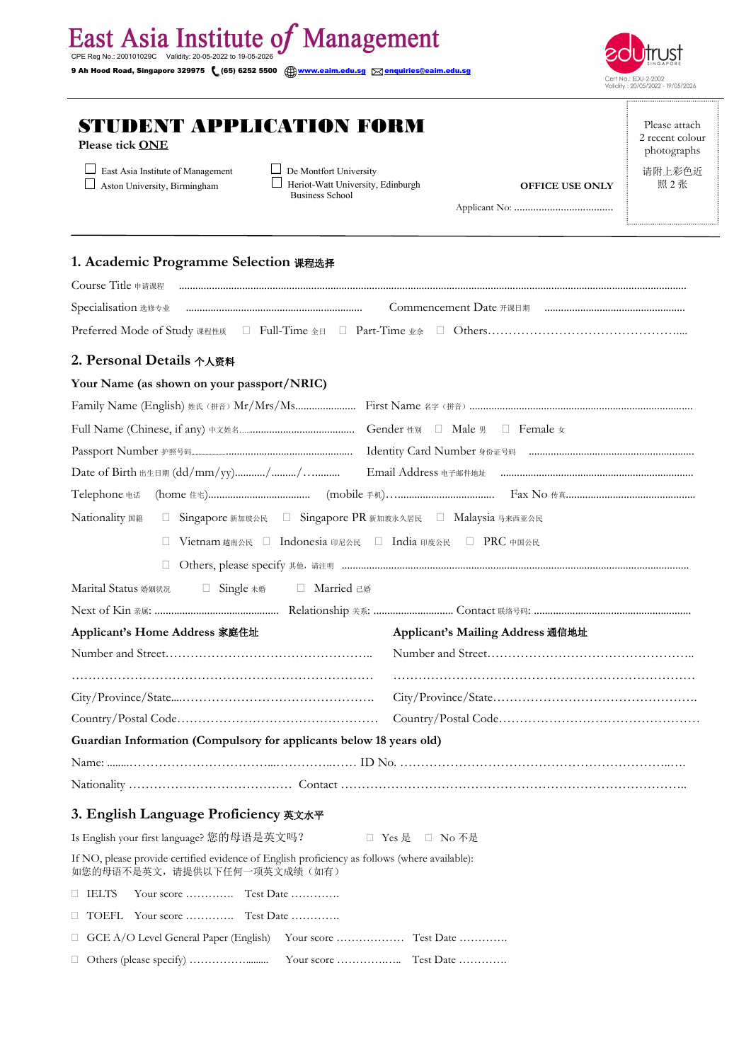# East Asia Institute of Management

CPE Reg No.: 200101029C Validity: 20-05-2022 to 19-05-2026

9 Ah Hood Road, Singapore 329975 (65) 6252 5500 www.eaim.edu.sg enquiries@eaim.edu.sg

edutrust SINGAPORE
Cert No.: EDU-2-2002
Validity : 20/05/2022 - 19/05/2026

# STUDENT APPLICATION FORM

Please tick **ONE**

☐ East Asia Institute of Management
☐ Aston University, Birmingham
☐ De Montfort University
☐ Heriot-Watt University, Edinburgh Business School

**OFFICE USE ONLY**

Applicant No: ....................................

Please attach 2 recent colour photographs
请附上彩色近照 2 张

## 1. Academic Programme Selection 课程选择

Course Title 申请课程 ..................................................................................................................

Specialisation 选修专业 .................................................................. Commencement Date 开课日期 ....................................................

Preferred Mode of Study 课程性质 ☐ Full-Time 全日 ☐ Part-Time 业余 ☐ Others.............................................

## 2. Personal Details 个人资料

**Your Name (as shown on your passport/NRIC)**

Family Name (English) 姓氏（拼音）Mr/Mrs/Ms...................... First Name 名字（拼音）.........................................................

Full Name (Chinese, if any) 中文姓名........................................... Gender 性别 ☐ Male 男 ☐ Female 女

Passport Number 护照号码.................................................. Identity Card Number 身份证号码 ..................................................

Date of Birth 出生日期 (dd/mm/yy)........../........./.......... Email Address 电子邮件地址 .....................................................

Telephone 电话 (home 住宅)..................................... (mobile 手机)..................................... Fax No 传真...............................................

Nationality 国籍 ☐ Singapore 新加坡公民 ☐ Singapore PR 新加坡永久居民 ☐ Malaysia 马来西亚公民

☐ Vietnam 越南公民 ☐ Indonesia 印尼公民 ☐ India 印度公民 ☐ PRC 中国公民

☐ Others, please specify 其他，请注明 ..........................................................................................

Marital Status 婚姻状况 ☐ Single 未婚 ☐ Married 已婚

Next of Kin 亲属: ............................................ Relationship 关系: ............................. Contact 联络号码: ........................................................

**Applicant's Home Address 家庭住址**

Number and Street...............................................................

..........................................................................

City/Province/State.............................................................

Country/Postal Code.............................................................

**Applicant's Mailing Address 通信地址**

Number and Street...............................................................

..........................................................................

City/Province/State.............................................................

Country/Postal Code.............................................................

**Guardian Information (Compulsory for applicants below 18 years old)**

Name: ............................................................... ID No. ........................................................................

Nationality ...................................... Contact ....................................................................................

## 3. English Language Proficiency 英文水平

Is English your first language? 您的母语是英文吗？ ☐ Yes 是 ☐ No 不是

If NO, please provide certified evidence of English proficiency as follows (where available):
如您的母语不是英文，请提供以下任何一项英文成绩（如有）

☐ IELTS Your score ............ Test Date ............

☐ TOEFL Your score ............ Test Date ............

☐ GCE A/O Level General Paper (English) Your score .................. Test Date ............

☐ Others (please specify) ........................ Your score .................. Test Date ............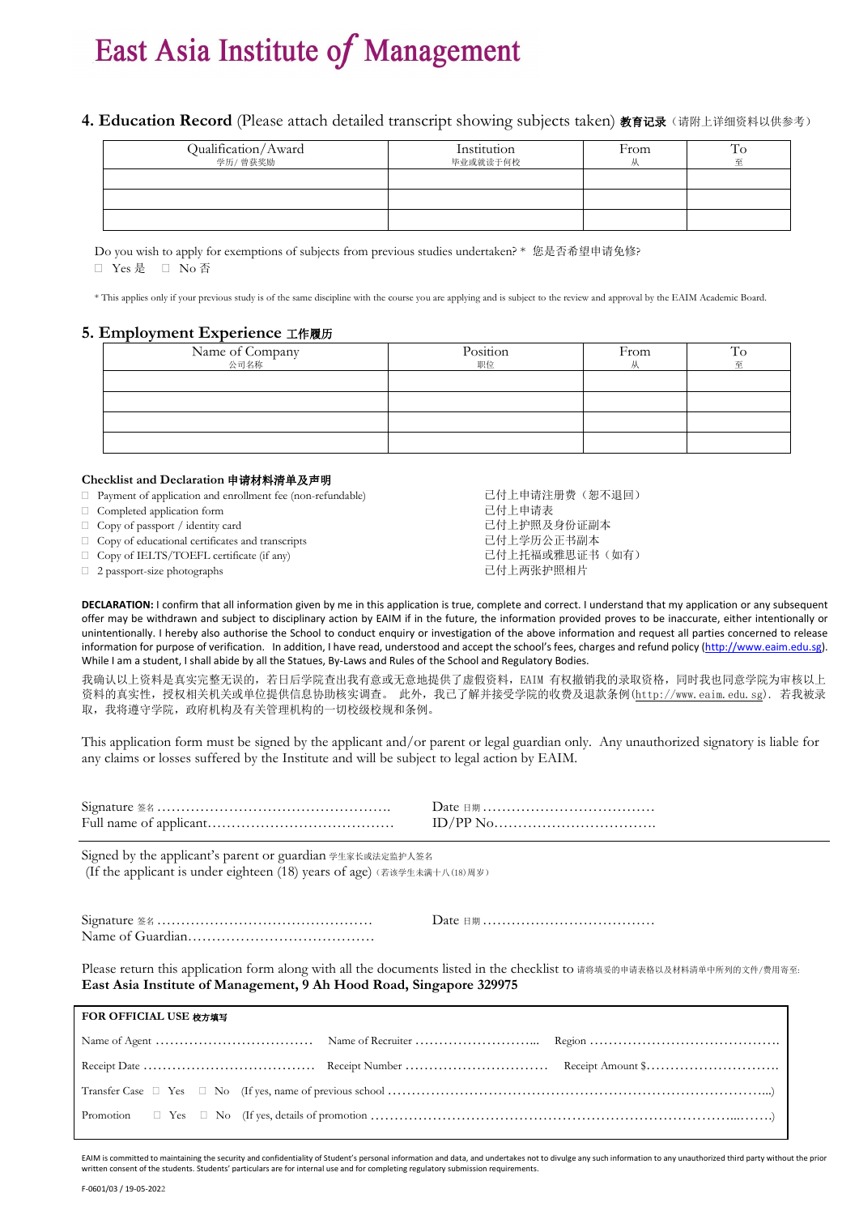# East Asia Institute of Management

## 4. Education Record (Please attach detailed transcript showing subjects taken) 教育记录（请附上详细资料以供参考）

| Qualification/Award 学历/ 曾获奖励 | Institution 毕业或就读于何校 | From 从 | To 至 |
|---|---|---|---|
| | | | |
| | | | |
| | | | |

Do you wish to apply for exemptions of subjects from previous studies undertaken? * 您是否希望申请免修?

☐ Yes 是 ☐ No 否

* This applies only if your previous study is of the same discipline with the course you are applying and is subject to the review and approval by the EAIM Academic Board.

## 5. Employment Experience 工作履历

| Name of Company 公司名称 | Position 职位 | From 从 | To 至 |
|---|---|---|---|
| | | | |
| | | | |
| | | | |
| | | | |

### Checklist and Declaration 申请材料清单及声明

- ☐ Payment of application and enrollment fee (non-refundable) 已付上申请注册费（恕不退回）
- ☐ Completed application form 已付上申请表
- ☐ Copy of passport / identity card 已付上护照及身份证副本
- ☐ Copy of educational certificates and transcripts 已付上学历公正书副本
- ☐ Copy of IELTS/TOEFL certificate (if any) 已付上托福或雅思证书（如有）
- ☐ 2 passport-size photographs 已付上两张护照相片

**DECLARATION:** I confirm that all information given by me in this application is true, complete and correct. I understand that my application or any subsequent offer may be withdrawn and subject to disciplinary action by EAIM if in the future, the information provided proves to be inaccurate, either intentionally or unintentionally. I hereby also authorise the School to conduct enquiry or investigation of the above information and request all parties concerned to release information for purpose of verification. In addition, I have read, understood and accept the school's fees, charges and refund policy (http://www.eaim.edu.sg). While I am a student, I shall abide by all the Statues, By-Laws and Rules of the School and Regulatory Bodies.

我确认以上资料是真实完整无误的，若日后学院查出我有意或无意地提供了虚假资料，EAIM 有权撤销我的录取资格，同时我也同意学院为审核以上资料的真实性，授权相关机关或单位提供信息协助核实调查。 此外，我已了解并接受学院的收费及退款条例(http://www.eaim.edu.sg)． 若我被录取，我将遵守学院，政府机构及有关管理机构的一切校级校规和条例。

This application form must be signed by the applicant and/or parent or legal guardian only. Any unauthorized signatory is liable for any claims or losses suffered by the Institute and will be subject to legal action by EAIM.

Signature 签名 …………………………………………. Date 日期 ………………………………

Full name of applicant………………………………… ID/PP No…………………………….

Signed by the applicant's parent or guardian 学生家长或法定监护人签名
(If the applicant is under eighteen (18) years of age) (若该学生未满十八(18)周岁)

Signature 签名 ……………………………………… Date 日期 ………………………………

Name of Guardian…………………………………

Please return this application form along with all the documents listed in the checklist to 请将填妥的申请表格以及材料清单中所列的文件/费用寄至:
**East Asia Institute of Management, 9 Ah Hood Road, Singapore 329975**

**FOR OFFICIAL USE 校方填写**

Name of Agent …………………………… Name of Recruiter ……………………... Region …………………………………

Receipt Date ……………………………… Receipt Number ………………………… Receipt Amount $………………………

Transfer Case ☐ Yes ☐ No (If yes, name of previous school ………………………………………………………………...)

Promotion ☐ Yes ☐ No (If yes, details of promotion ……………………………………………………………….…….)

EAIM is committed to maintaining the security and confidentiality of Student's personal information and data, and undertakes not to divulge any such information to any unauthorized third party without the prior written consent of the students. Students' particulars are for internal use and for completing regulatory submission requirements.

F-0601/03 / 19-05-2022